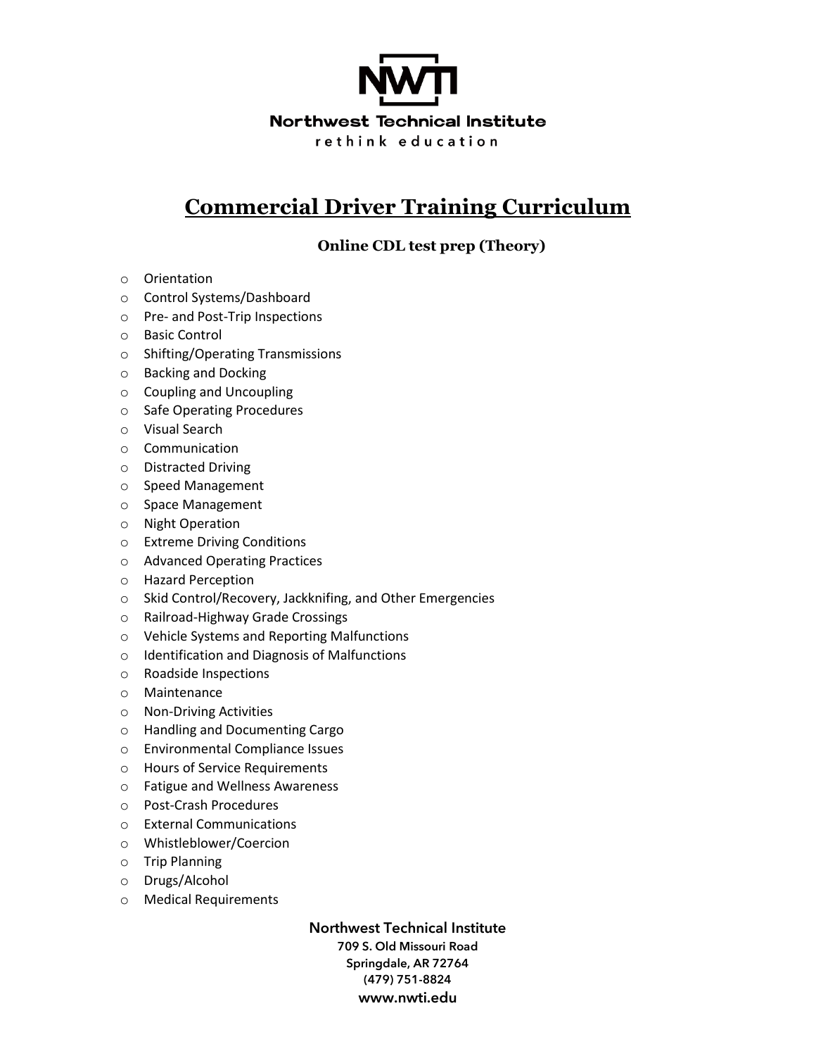# NWTI

**Northwest Technical Institute**

rethink education

# Commercial Driver Training Curriculum

## Online CDL test prep (Theory)

- Orientation
- Control Systems/Dashboard
- Pre- and Post-Trip Inspections
- Basic Control
- Shifting/Operating Transmissions
- Backing and Docking
- Coupling and Uncoupling
- Safe Operating Procedures
- Visual Search
- Communication
- Distracted Driving
- Speed Management
- Space Management
- Night Operation
- Extreme Driving Conditions
- Advanced Operating Practices
- Hazard Perception
- Skid Control/Recovery, Jackknifing, and Other Emergencies
- Railroad-Highway Grade Crossings
- Vehicle Systems and Reporting Malfunctions
- Identification and Diagnosis of Malfunctions
- Roadside Inspections
- Maintenance
- Non-Driving Activities
- Handling and Documenting Cargo
- Environmental Compliance Issues
- Hours of Service Requirements
- Fatigue and Wellness Awareness
- Post-Crash Procedures
- External Communications
- Whistleblower/Coercion
- Trip Planning
- Drugs/Alcohol
- Medical Requirements

**Northwest Technical Institute**
709 S. Old Missouri Road
Springdale, AR 72764
(479) 751-8824
www.nwti.edu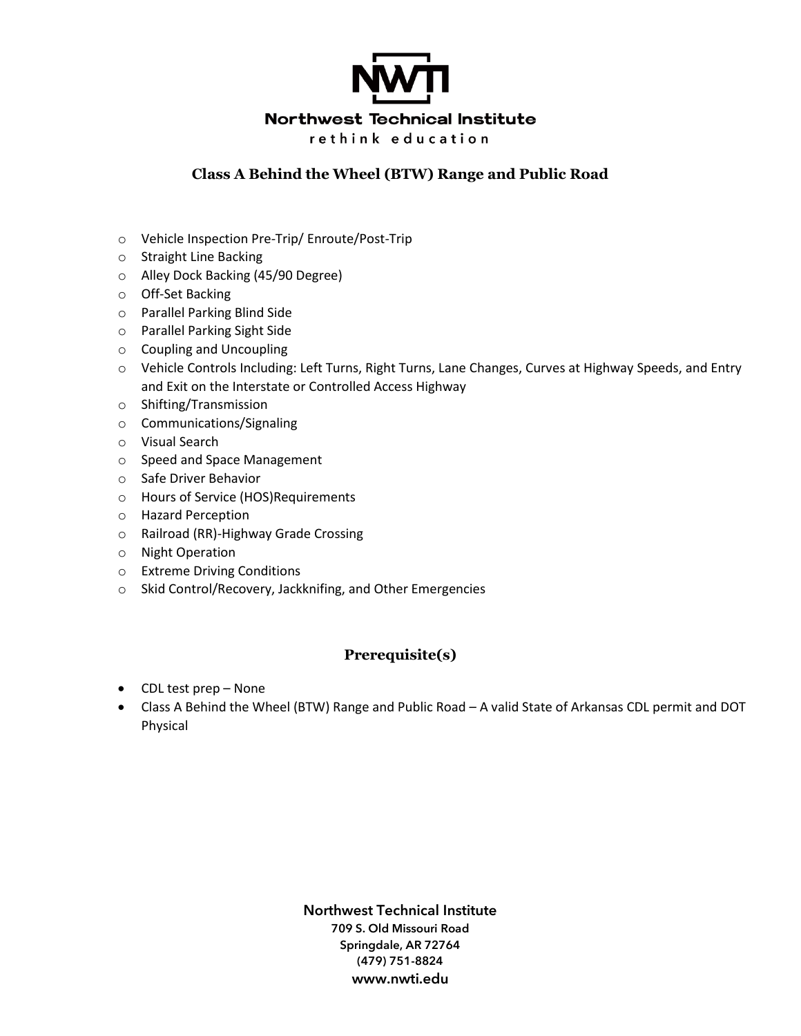# Northwest Technical Institute

rethink education

## Class A Behind the Wheel (BTW) Range and Public Road

- Vehicle Inspection Pre-Trip/ Enroute/Post-Trip
- Straight Line Backing
- Alley Dock Backing (45/90 Degree)
- Off-Set Backing
- Parallel Parking Blind Side
- Parallel Parking Sight Side
- Coupling and Uncoupling
- Vehicle Controls Including: Left Turns, Right Turns, Lane Changes, Curves at Highway Speeds, and Entry and Exit on the Interstate or Controlled Access Highway
- Shifting/Transmission
- Communications/Signaling
- Visual Search
- Speed and Space Management
- Safe Driver Behavior
- Hours of Service (HOS)Requirements
- Hazard Perception
- Railroad (RR)-Highway Grade Crossing
- Night Operation
- Extreme Driving Conditions
- Skid Control/Recovery, Jackknifing, and Other Emergencies

## Prerequisite(s)

- CDL test prep – None
- Class A Behind the Wheel (BTW) Range and Public Road – A valid State of Arkansas CDL permit and DOT Physical

**Northwest Technical Institute**
709 S. Old Missouri Road
Springdale, AR 72764
(479) 751-8824
www.nwti.edu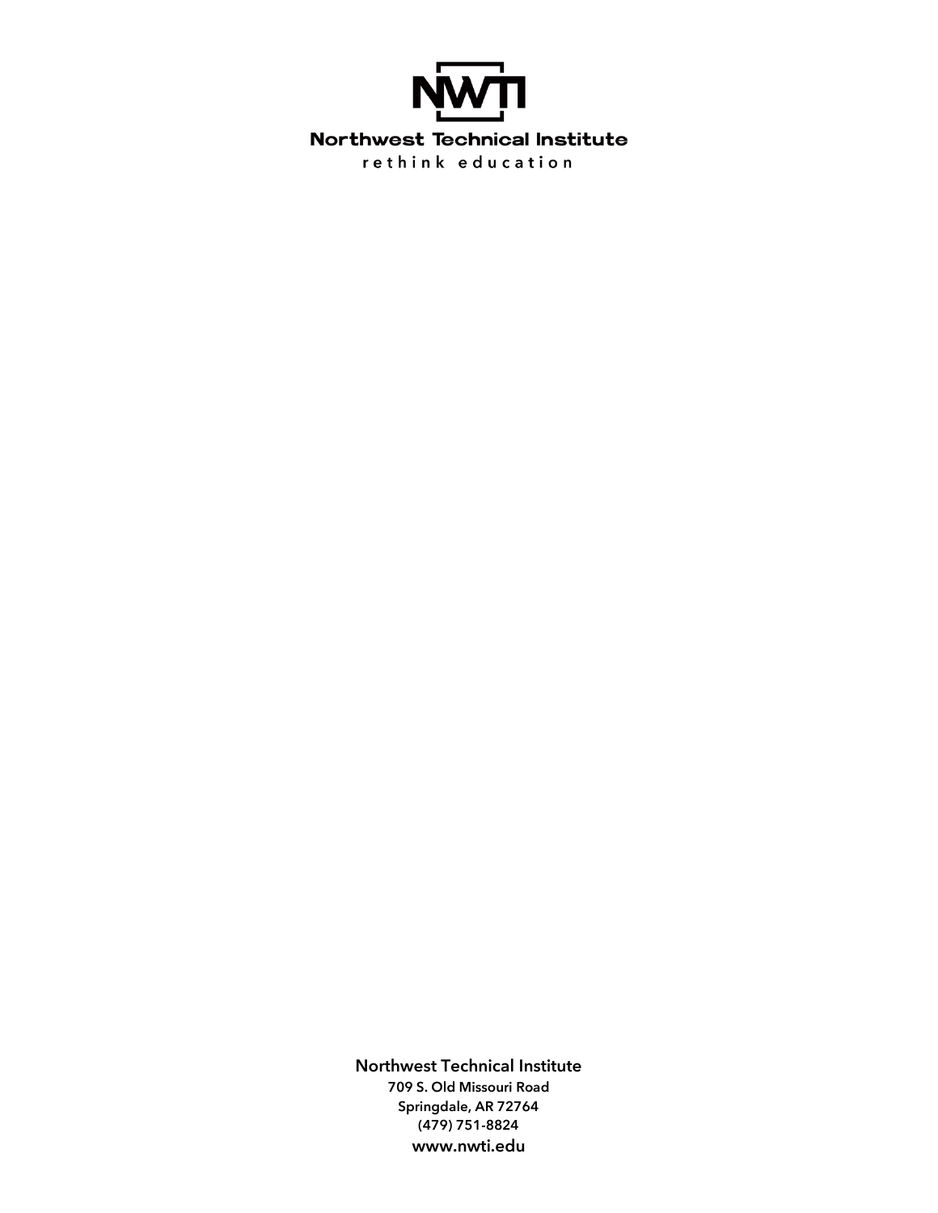NWTI

Northwest Technical Institute

rethink education

Northwest Technical Institute
709 S. Old Missouri Road
Springdale, AR 72764
(479) 751-8824
www.nwti.edu